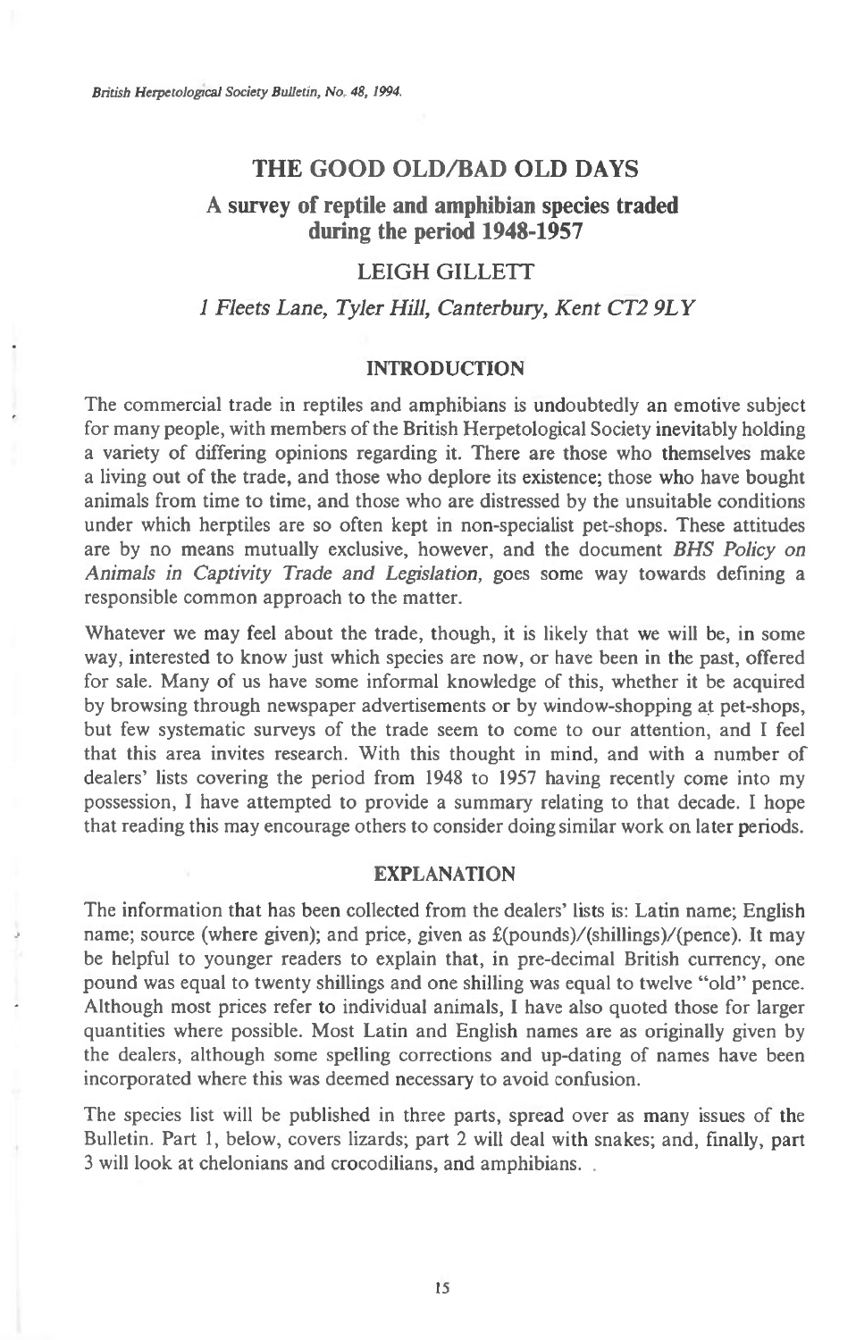# THE GOOD OLD/BAD OLD DAYS

## A survey of reptile and amphibian species traded during the period 1948-1957

### LEIGH GILLETT

*1 Fleets Lane, Tyler Hill, Canterbury, Kent CT2 9LY*

## INTRODUCTION

The commercial trade in reptiles and amphibians is undoubtedly an emotive subject for many people, with members of the British Herpetological Society inevitably holding a variety of differing opinions regarding it. There are those who themselves make a living out of the trade, and those who deplore its existence; those who have bought animals from time to time, and those who are distressed by the unsuitable conditions under which herptiles are so often kept in non-specialist pet-shops. These attitudes are by no means mutually exclusive, however, and the document *BHS Policy on Animals in Captivity Trade and Legislation,* goes some way towards defining a responsible common approach to the matter.

Whatever we may feel about the trade, though, it is likely that we will be, in some way, interested to know just which species are now, or have been in the past, offered for sale. Many of us have some informal knowledge of this, whether it be acquired by browsing through newspaper advertisements or by window-shopping at pet-shops, but few systematic surveys of the trade seem to come to our attention, and I feel that this area invites research. With this thought in mind, and with a number of dealers' lists covering the period from 1948 to 1957 having recently come into my possession, I have attempted to provide a summary relating to that decade. I hope that reading this may encourage others to consider doing similar work on later periods.

## EXPLANATION

The information that has been collected from the dealers' lists is: Latin name; English name; source (where given); and price, given as £(pounds)/(shillings)/(pence). It may be helpful to younger readers to explain that, in pre-decimal British currency, one pound was equal to twenty shillings and one shilling was equal to twelve "old" pence. Although most prices refer to individual animals, I have also quoted those for larger quantities where possible. Most Latin and English names are as originally given by the dealers, although some spelling corrections and up-dating of names have been incorporated where this was deemed necessary to avoid confusion.

The species list will be published in three parts, spread over as many issues of the Bulletin. Part 1, below, covers lizards; part 2 will deal with snakes; and, finally, part 3 will look at chelonians and crocodilians, and amphibians.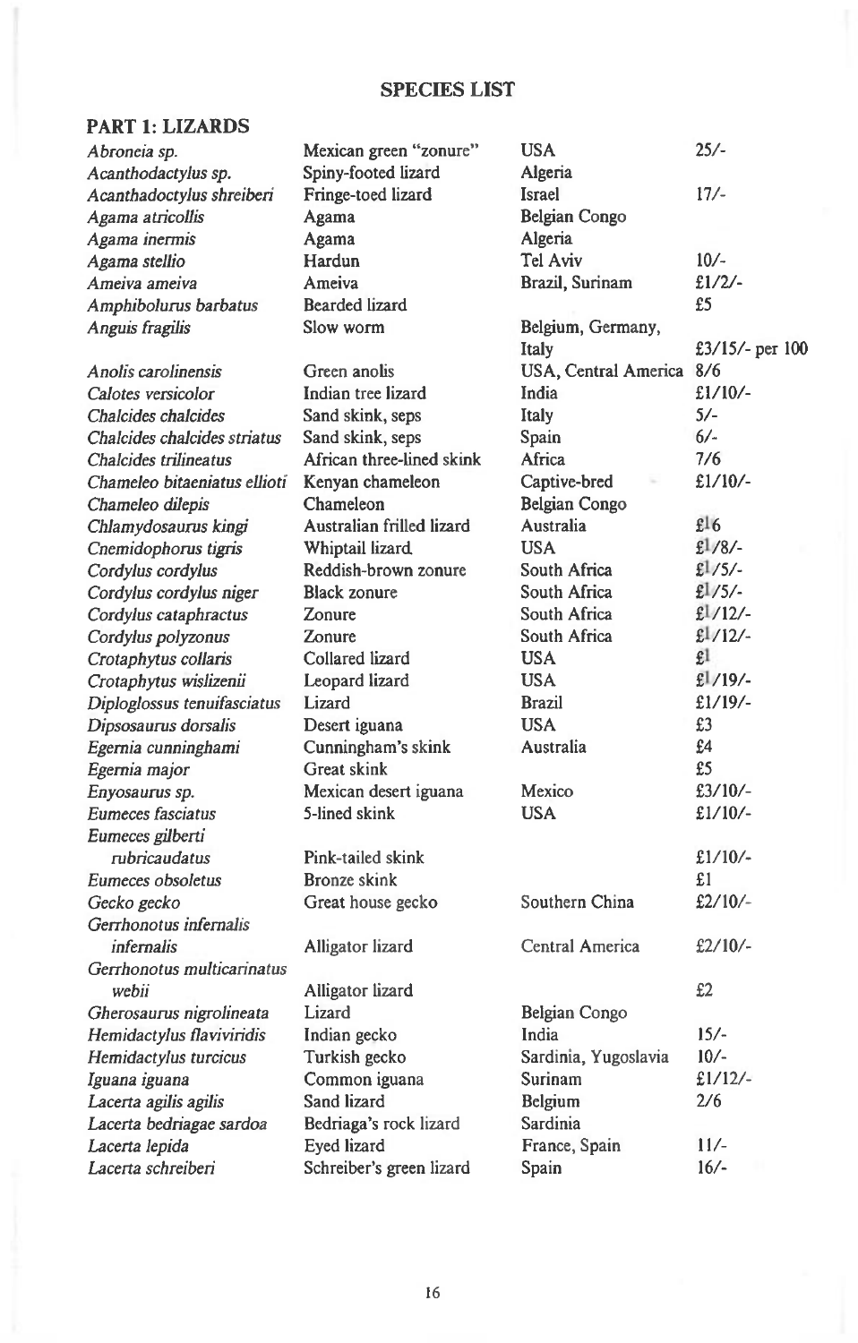## SPECIES LIST

### PART 1: LIZARDS

| | | | |
|---|---|---|---|
| *Abronia sp.* | Mexican green "zonure" | USA | 25/- |
| *Acanthodactylus sp.* | Spiny-footed lizard | Algeria | |
| *Acanthadoctylus shreiberi* | Fringe-toed lizard | Israel | 17/- |
| *Agama atricollis* | Agama | Belgian Congo | |
| *Agama inermis* | Agama | Algeria | |
| *Agama stellio* | Hardun | Tel Aviv | 10/- |
| *Ameiva ameiva* | Ameiva | Brazil, Surinam | £1/2/- |
| *Amphibolurus barbatus* | Bearded lizard | | £5 |
| *Anguis fragilis* | Slow worm | Belgium, Germany, Italy | £3/15/- per 100 |
| *Anolis carolinensis* | Green anolis | USA, Central America | 8/6 |
| *Calotes versicolor* | Indian tree lizard | India | £1/10/- |
| *Chalcides chalcides* | Sand skink, seps | Italy | 5/- |
| *Chalcides chalcides striatus* | Sand skink, seps | Spain | 6/- |
| *Chalcides trilineatus* | African three-lined skink | Africa | 7/6 |
| *Chameleo bitaeniatus ellioti* | Kenyan chameleon | Captive-bred | £1/10/- |
| *Chameleo dilepis* | Chameleon | Belgian Congo | |
| *Chlamydosaurus kingi* | Australian frilled lizard | Australia | £16 |
| *Cnemidophorus tigris* | Whiptail lizard | USA | £1/8/- |
| *Cordylus cordylus* | Reddish-brown zonure | South Africa | £1/5/- |
| *Cordylus cordylus niger* | Black zonure | South Africa | £1/5/- |
| *Cordylus cataphractus* | Zonure | South Africa | £1/12/- |
| *Cordylus polyzonus* | Zonure | South Africa | £1/12/- |
| *Crotaphytus collaris* | Collared lizard | USA | £1 |
| *Crotaphytus wislizenii* | Leopard lizard | USA | £1/19/- |
| *Diploglossus tenuifasciatus* | Lizard | Brazil | £1/19/- |
| *Dipsosaurus dorsalis* | Desert iguana | USA | £3 |
| *Egernia cunninghami* | Cunningham's skink | Australia | £4 |
| *Egernia major* | Great skink | | £5 |
| *Enyosaurus sp.* | Mexican desert iguana | Mexico | £3/10/- |
| *Eumeces fasciatus* | 5-lined skink | USA | £1/10/- |
| *Eumeces gilberti rubricaudatus* | Pink-tailed skink | | £1/10/- |
| *Eumeces obsoletus* | Bronze skink | | £1 |
| *Gecko gecko* | Great house gecko | Southern China | £2/10/- |
| *Gerrhonotus infernalis infernalis* | Alligator lizard | Central America | £2/10/- |
| *Gerrhonotus multicarinatus webii* | Alligator lizard | | £2 |
| *Gherosaurus nigrolineata* | Lizard | Belgian Congo | |
| *Hemidactylus flaviviridis* | Indian gecko | India | 15/- |
| *Hemidactylus turcicus* | Turkish gecko | Sardinia, Yugoslavia | 10/- |
| *Iguana iguana* | Common iguana | Surinam | £1/12/- |
| *Lacerta agilis agilis* | Sand lizard | Belgium | 2/6 |
| *Lacerta bedriagae sardoa* | Bedriaga's rock lizard | Sardinia | |
| *Lacerta lepida* | Eyed lizard | France, Spain | 11/- |
| *Lacerta schreiberi* | Schreiber's green lizard | Spain | 16/- |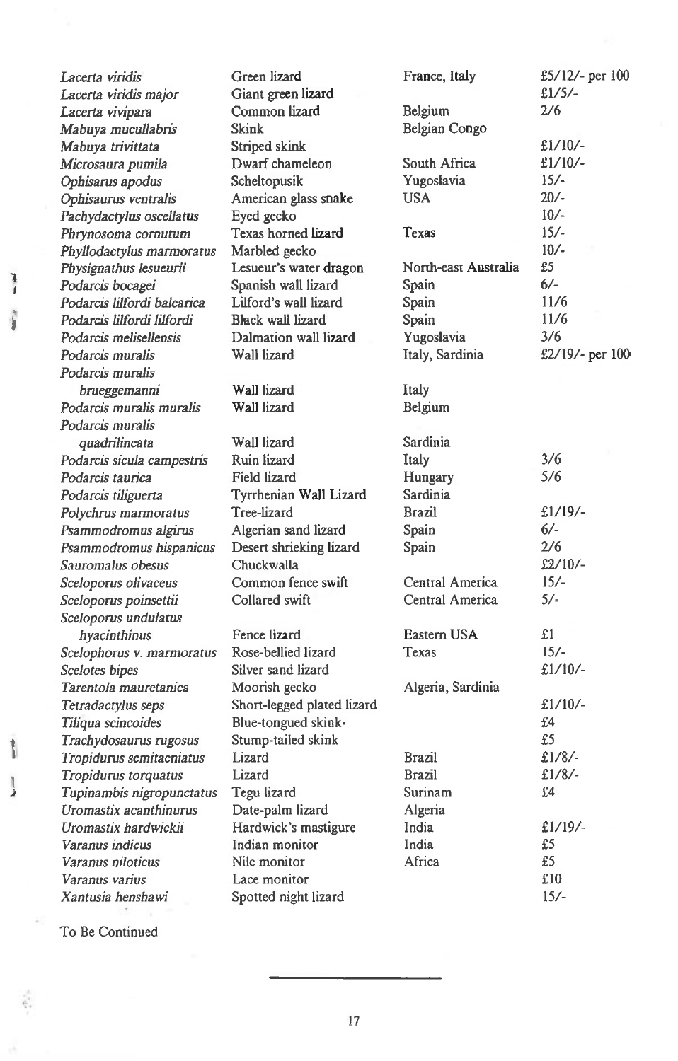| | | | |
|---|---|---|---|
| *Lacerta viridis* | Green lizard | France, Italy | £5/12/- per 100 |
| *Lacerta viridis major* | Giant green lizard | | £1/5/- |
| *Lacerta vivipara* | Common lizard | Belgium | 2/6 |
| *Mabuya mucullabris* | Skink | Belgian Congo | |
| *Mabuya trivittata* | Striped skink | | £1/10/- |
| *Microsaura pumila* | Dwarf chameleon | South Africa | £1/10/- |
| *Ophisarus apodus* | Scheltopusik | Yugoslavia | 15/- |
| *Ophisaurus ventralis* | American glass snake | USA | 20/- |
| *Pachydactylus oscellatus* | Eyed gecko | | 10/- |
| *Phrynosoma cornutum* | Texas horned lizard | Texas | 15/- |
| *Phyllodactylus marmoratus* | Marbled gecko | | 10/- |
| *Physignathus lesueurii* | Lesueur's water dragon | North-east Australia | £5 |
| *Podarcis bocagei* | Spanish wall lizard | Spain | 6/- |
| *Podarcis lilfordi balearica* | Lilford's wall lizard | Spain | 11/6 |
| *Podarcis lilfordi lilfordi* | Black wall lizard | Spain | 11/6 |
| *Podarcis melisellensis* | Dalmation wall lizard | Yugoslavia | 3/6 |
| *Podarcis muralis* | Wall lizard | Italy, Sardinia | £2/19/- per 100 |
| *Podarcis muralis brueggemanni* | Wall lizard | Italy | |
| *Podarcis muralis muralis* | Wall lizard | Belgium | |
| *Podarcis muralis quadrilineata* | Wall lizard | Sardinia | |
| *Podarcis sicula campestris* | Ruin lizard | Italy | 3/6 |
| *Podarcis taurica* | Field lizard | Hungary | 5/6 |
| *Podarcis tiliguerta* | Tyrrhenian Wall Lizard | Sardinia | |
| *Polychrus marmoratus* | Tree-lizard | Brazil | £1/19/- |
| *Psammodromus algirus* | Algerian sand lizard | Spain | 6/- |
| *Psammodromus hispanicus* | Desert shrieking lizard | Spain | 2/6 |
| *Sauromalus obesus* | Chuckwalla | | £2/10/- |
| *Sceloporus olivaceus* | Common fence swift | Central America | 15/- |
| *Sceloporus poinsettii* | Collared swift | Central America | 5/- |
| *Sceloporus undulatus hyacinthinus* | Fence lizard | Eastern USA | £1 |
| *Scelophorus v. marmoratus* | Rose-bellied lizard | Texas | 15/- |
| *Scelotes bipes* | Silver sand lizard | | £1/10/- |
| *Tarentola mauretanica* | Moorish gecko | Algeria, Sardinia | |
| *Tetradactylus seps* | Short-legged plated lizard | | £1/10/- |
| *Tiliqua scincoides* | Blue-tongued skink. | | £4 |
| *Trachydosaurus rugosus* | Stump-tailed skink | | £5 |
| *Tropidurus semitaeniatus* | Lizard | Brazil | £1/8/- |
| *Tropidurus torquatus* | Lizard | Brazil | £1/8/- |
| *Tupinambis nigropunctatus* | Tegu lizard | Surinam | £4 |
| *Uromastix acanthinurus* | Date-palm lizard | Algeria | |
| *Uromastix hardwickii* | Hardwick's mastigure | India | £1/19/- |
| *Varanus indicus* | Indian monitor | India | £5 |
| *Varanus niloticus* | Nile monitor | Africa | £5 |
| *Varanus varius* | Lace monitor | | £10 |
| *Xantusia henshawi* | Spotted night lizard | | 15/- |

To Be Continued